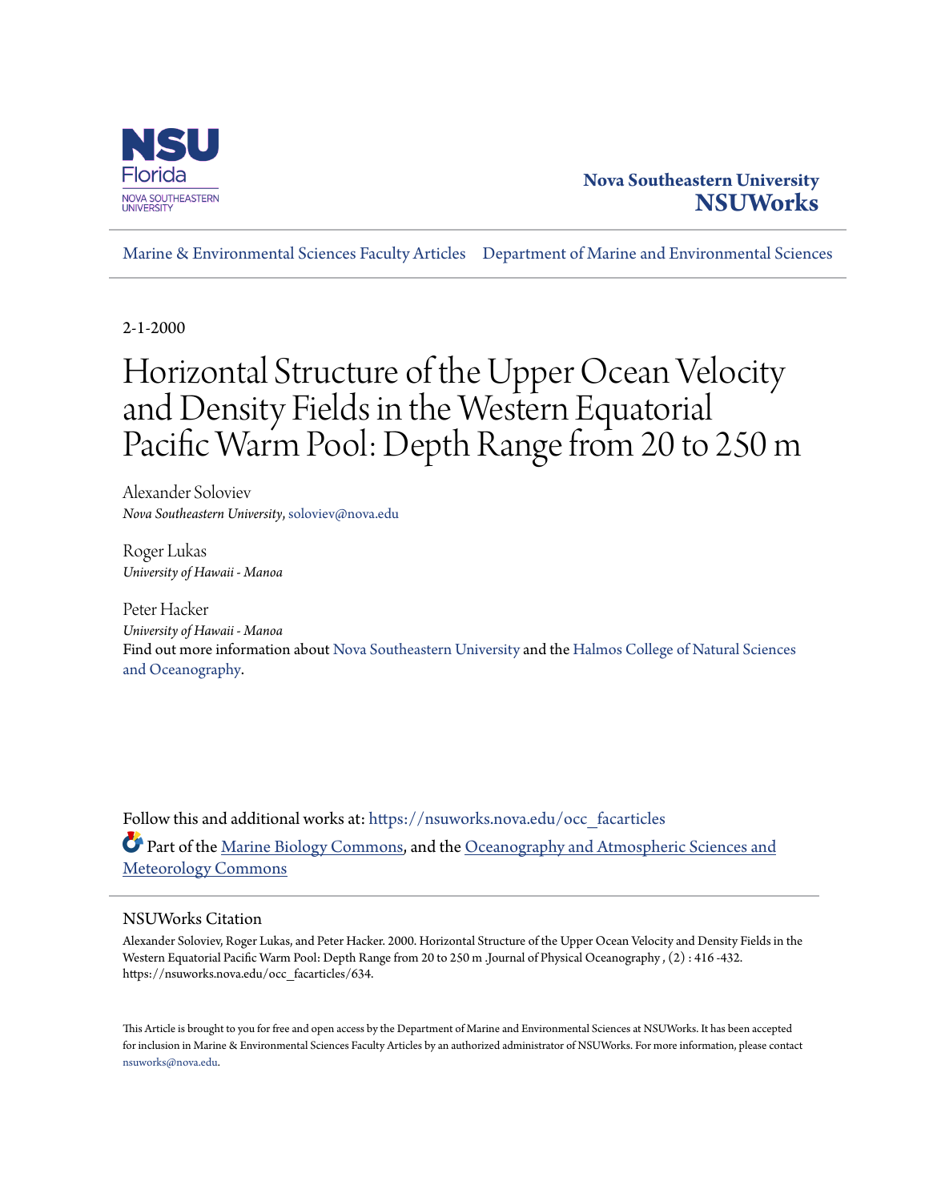Nova Southeastern University

**NSUWorks**

Marine & Environmental Sciences Faculty Articles    Department of Marine and Environmental Sciences

2-1-2000

# Horizontal Structure of the Upper Ocean Velocity and Density Fields in the Western Equatorial Pacific Warm Pool: Depth Range from 20 to 250 m

Alexander Soloviev
*Nova Southeastern University*, soloviev@nova.edu

Roger Lukas
*University of Hawaii - Manoa*

Peter Hacker
*University of Hawaii - Manoa*

Find out more information about Nova Southeastern University and the Halmos College of Natural Sciences and Oceanography.

Follow this and additional works at: https://nsuworks.nova.edu/occ_facarticles

Part of the Marine Biology Commons, and the Oceanography and Atmospheric Sciences and Meteorology Commons

## NSUWorks Citation

Alexander Soloviev, Roger Lukas, and Peter Hacker. 2000. Horizontal Structure of the Upper Ocean Velocity and Density Fields in the Western Equatorial Pacific Warm Pool: Depth Range from 20 to 250 m .Journal of Physical Oceanography , (2) : 416 -432. https://nsuworks.nova.edu/occ_facarticles/634.

This Article is brought to you for free and open access by the Department of Marine and Environmental Sciences at NSUWorks. It has been accepted for inclusion in Marine & Environmental Sciences Faculty Articles by an authorized administrator of NSUWorks. For more information, please contact nsuworks@nova.edu.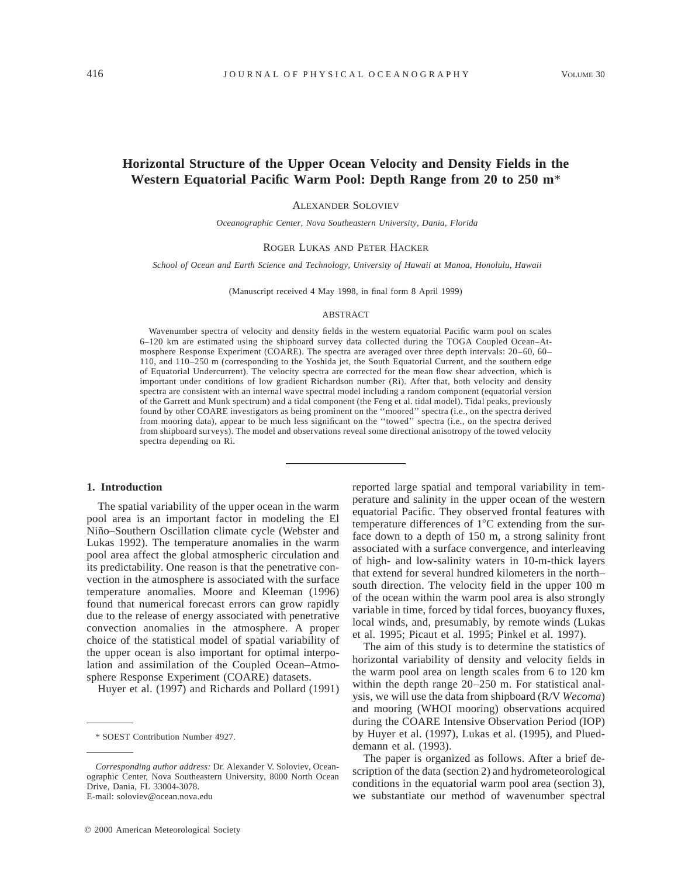# Horizontal Structure of the Upper Ocean Velocity and Density Fields in the Western Equatorial Pacific Warm Pool: Depth Range from 20 to 250 m*

ALEXANDER SOLOVIEV

*Oceanographic Center, Nova Southeastern University, Dania, Florida*

ROGER LUKAS AND PETER HACKER

*School of Ocean and Earth Science and Technology, University of Hawaii at Manoa, Honolulu, Hawaii*

(Manuscript received 4 May 1998, in final form 8 April 1999)

## ABSTRACT

Wavenumber spectra of velocity and density fields in the western equatorial Pacific warm pool on scales 6–120 km are estimated using the shipboard survey data collected during the TOGA Coupled Ocean–Atmosphere Response Experiment (COARE). The spectra are averaged over three depth intervals: 20–60, 60–110, and 110–250 m (corresponding to the Yoshida jet, the South Equatorial Current, and the southern edge of Equatorial Undercurrent). The velocity spectra are corrected for the mean flow shear advection, which is important under conditions of low gradient Richardson number (Ri). After that, both velocity and density spectra are consistent with an internal wave spectral model including a random component (equatorial version of the Garrett and Munk spectrum) and a tidal component (the Feng et al. tidal model). Tidal peaks, previously found by other COARE investigators as being prominent on the ''moored'' spectra (i.e., on the spectra derived from mooring data), appear to be much less significant on the ''towed'' spectra (i.e., on the spectra derived from shipboard surveys). The model and observations reveal some directional anisotropy of the towed velocity spectra depending on Ri.

## 1. Introduction

The spatial variability of the upper ocean in the warm pool area is an important factor in modeling the El Niño–Southern Oscillation climate cycle (Webster and Lukas 1992). The temperature anomalies in the warm pool area affect the global atmospheric circulation and its predictability. One reason is that the penetrative convection in the atmosphere is associated with the surface temperature anomalies. Moore and Kleeman (1996) found that numerical forecast errors can grow rapidly due to the release of energy associated with penetrative convection anomalies in the atmosphere. A proper choice of the statistical model of spatial variability of the upper ocean is also important for optimal interpolation and assimilation of the Coupled Ocean–Atmosphere Response Experiment (COARE) datasets.

Huyer et al. (1997) and Richards and Pollard (1991) reported large spatial and temporal variability in temperature and salinity in the upper ocean of the western equatorial Pacific. They observed frontal features with temperature differences of 1°C extending from the surface down to a depth of 150 m, a strong salinity front associated with a surface convergence, and interleaving of high- and low-salinity waters in 10-m-thick layers that extend for several hundred kilometers in the north–south direction. The velocity field in the upper 100 m of the ocean within the warm pool area is also strongly variable in time, forced by tidal forces, buoyancy fluxes, local winds, and, presumably, by remote winds (Lukas et al. 1995; Picaut et al. 1995; Pinkel et al. 1997).

The aim of this study is to determine the statistics of horizontal variability of density and velocity fields in the warm pool area on length scales from 6 to 120 km within the depth range 20–250 m. For statistical analysis, we will use the data from shipboard (R/V *Wecoma*) and mooring (WHOI mooring) observations acquired during the COARE Intensive Observation Period (IOP) by Huyer et al. (1997), Lukas et al. (1995), and Plueddemann et al. (1993).

The paper is organized as follows. After a brief description of the data (section 2) and hydrometeorological conditions in the equatorial warm pool area (section 3), we substantiate our method of wavenumber spectral

---

* SOEST Contribution Number 4927.

*Corresponding author address:* Dr. Alexander V. Soloviev, Oceanographic Center, Nova Southeastern University, 8000 North Ocean Drive, Dania, FL 33004-3078.
E-mail: soloviev@ocean.nova.edu

© 2000 American Meteorological Society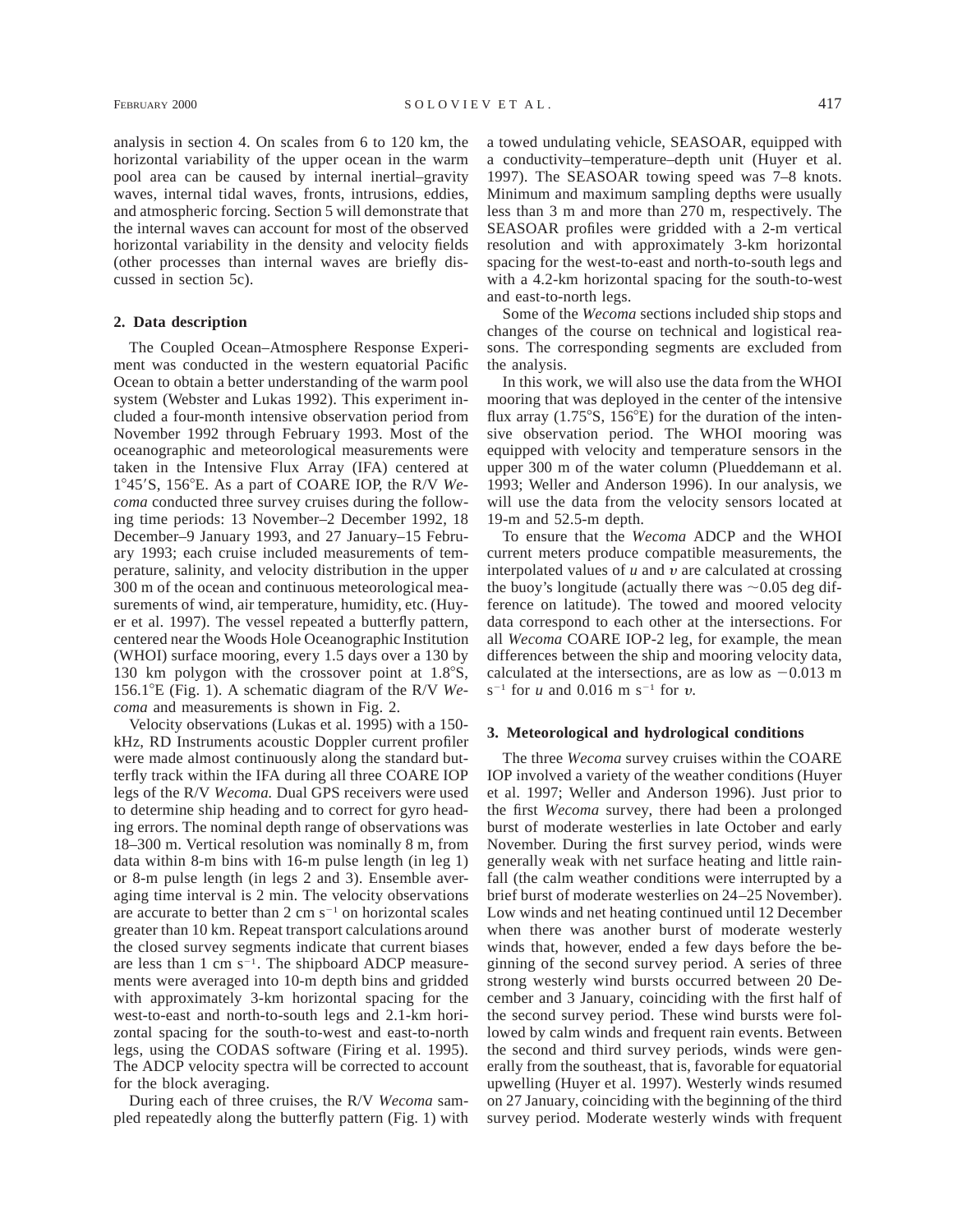analysis in section 4. On scales from 6 to 120 km, the horizontal variability of the upper ocean in the warm pool area can be caused by internal inertial–gravity waves, internal tidal waves, fronts, intrusions, eddies, and atmospheric forcing. Section 5 will demonstrate that the internal waves can account for most of the observed horizontal variability in the density and velocity fields (other processes than internal waves are briefly discussed in section 5c).

## 2. Data description

The Coupled Ocean–Atmosphere Response Experiment was conducted in the western equatorial Pacific Ocean to obtain a better understanding of the warm pool system (Webster and Lukas 1992). This experiment included a four-month intensive observation period from November 1992 through February 1993. Most of the oceanographic and meteorological measurements were taken in the Intensive Flux Array (IFA) centered at 1°45′S, 156°E. As a part of COARE IOP, the R/V *Wecoma* conducted three survey cruises during the following time periods: 13 November–2 December 1992, 18 December–9 January 1993, and 27 January–15 February 1993; each cruise included measurements of temperature, salinity, and velocity distribution in the upper 300 m of the ocean and continuous meteorological measurements of wind, air temperature, humidity, etc. (Huyer et al. 1997). The vessel repeated a butterfly pattern, centered near the Woods Hole Oceanographic Institution (WHOI) surface mooring, every 1.5 days over a 130 by 130 km polygon with the crossover point at 1.8°S, 156.1°E (Fig. 1). A schematic diagram of the R/V *Wecoma* and measurements is shown in Fig. 2.

Velocity observations (Lukas et al. 1995) with a 150-kHz, RD Instruments acoustic Doppler current profiler were made almost continuously along the standard butterfly track within the IFA during all three COARE IOP legs of the R/V *Wecoma.* Dual GPS receivers were used to determine ship heading and to correct for gyro heading errors. The nominal depth range of observations was 18–300 m. Vertical resolution was nominally 8 m, from data within 8-m bins with 16-m pulse length (in leg 1) or 8-m pulse length (in legs 2 and 3). Ensemble averaging time interval is 2 min. The velocity observations are accurate to better than 2 cm s$^{-1}$ on horizontal scales greater than 10 km. Repeat transport calculations around the closed survey segments indicate that current biases are less than 1 cm s$^{-1}$. The shipboard ADCP measurements were averaged into 10-m depth bins and gridded with approximately 3-km horizontal spacing for the west-to-east and north-to-south legs and 2.1-km horizontal spacing for the south-to-west and east-to-north legs, using the CODAS software (Firing et al. 1995). The ADCP velocity spectra will be corrected to account for the block averaging.

During each of three cruises, the R/V *Wecoma* sampled repeatedly along the butterfly pattern (Fig. 1) with a towed undulating vehicle, SEASOAR, equipped with a conductivity–temperature–depth unit (Huyer et al. 1997). The SEASOAR towing speed was 7–8 knots. Minimum and maximum sampling depths were usually less than 3 m and more than 270 m, respectively. The SEASOAR profiles were gridded with a 2-m vertical resolution and with approximately 3-km horizontal spacing for the west-to-east and north-to-south legs and with a 4.2-km horizontal spacing for the south-to-west and east-to-north legs.

Some of the *Wecoma* sections included ship stops and changes of the course on technical and logistical reasons. The corresponding segments are excluded from the analysis.

In this work, we will also use the data from the WHOI mooring that was deployed in the center of the intensive flux array (1.75°S, 156°E) for the duration of the intensive observation period. The WHOI mooring was equipped with velocity and temperature sensors in the upper 300 m of the water column (Plueddemann et al. 1993; Weller and Anderson 1996). In our analysis, we will use the data from the velocity sensors located at 19-m and 52.5-m depth.

To ensure that the *Wecoma* ADCP and the WHOI current meters produce compatible measurements, the interpolated values of $u$ and $v$ are calculated at crossing the buoy's longitude (actually there was ~0.05 deg difference on latitude). The towed and moored velocity data correspond to each other at the intersections. For all *Wecoma* COARE IOP-2 leg, for example, the mean differences between the ship and mooring velocity data, calculated at the intersections, are as low as $-0.013$ m s$^{-1}$ for $u$ and 0.016 m s$^{-1}$ for $v$.

## 3. Meteorological and hydrological conditions

The three *Wecoma* survey cruises within the COARE IOP involved a variety of the weather conditions (Huyer et al. 1997; Weller and Anderson 1996). Just prior to the first *Wecoma* survey, there had been a prolonged burst of moderate westerlies in late October and early November. During the first survey period, winds were generally weak with net surface heating and little rainfall (the calm weather conditions were interrupted by a brief burst of moderate westerlies on 24–25 November). Low winds and net heating continued until 12 December when there was another burst of moderate westerly winds that, however, ended a few days before the beginning of the second survey period. A series of three strong westerly wind bursts occurred between 20 December and 3 January, coinciding with the first half of the second survey period. These wind bursts were followed by calm winds and frequent rain events. Between the second and third survey periods, winds were generally from the southeast, that is, favorable for equatorial upwelling (Huyer et al. 1997). Westerly winds resumed on 27 January, coinciding with the beginning of the third survey period. Moderate westerly winds with frequent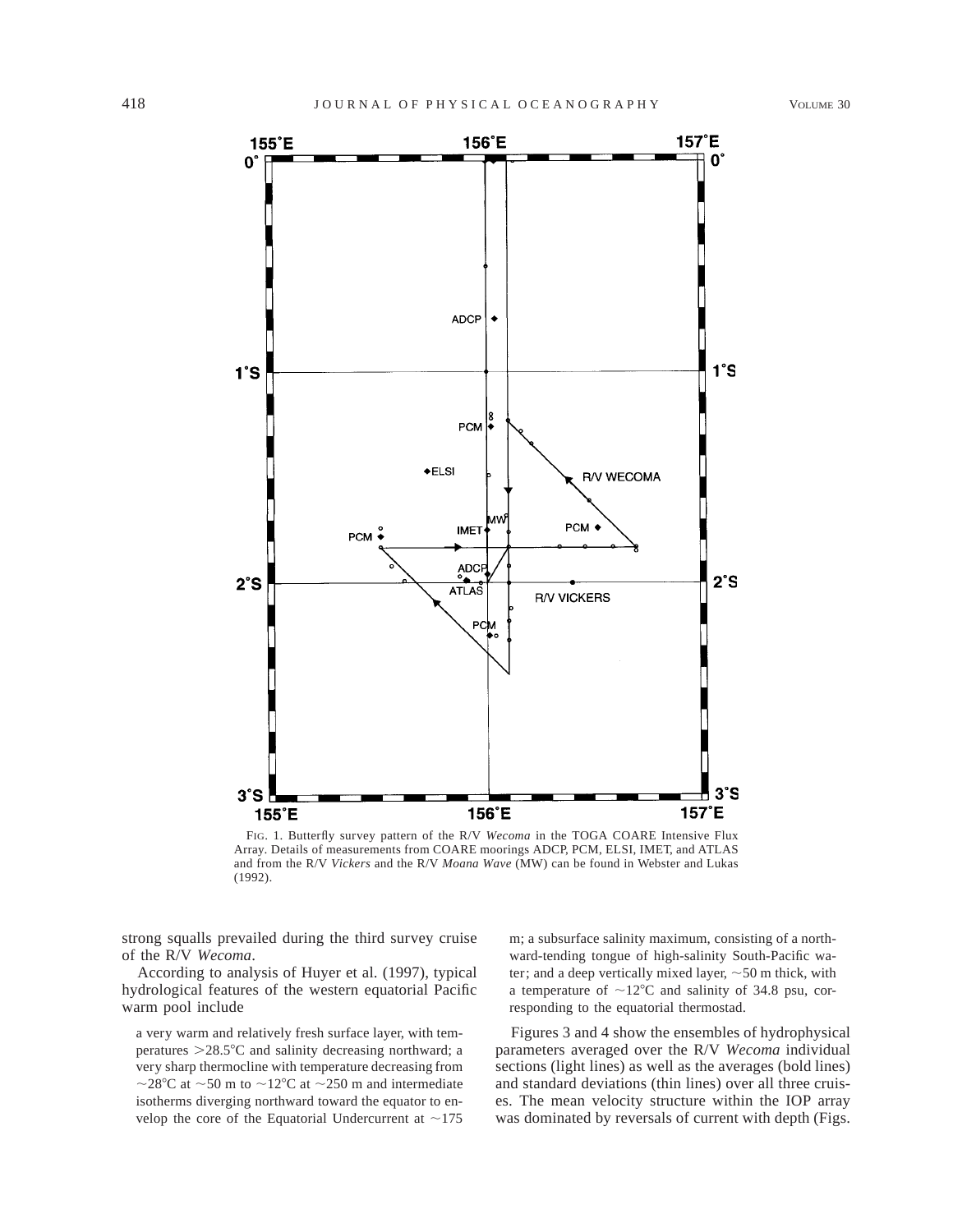FIG. 1. Butterfly survey pattern of the R/V *Wecoma* in the TOGA COARE Intensive Flux Array. Details of measurements from COARE moorings ADCP, PCM, ELSI, IMET, and ATLAS and from the R/V *Vickers* and the R/V *Moana Wave* (MW) can be found in Webster and Lukas (1992).

strong squalls prevailed during the third survey cruise of the R/V *Wecoma*.

According to analysis of Huyer et al. (1997), typical hydrological features of the western equatorial Pacific warm pool include

> a very warm and relatively fresh surface layer, with temperatures >28.5°C and salinity decreasing northward; a very sharp thermocline with temperature decreasing from ~28°C at ~50 m to ~12°C at ~250 m and intermediate isotherms diverging northward toward the equator to envelop the core of the Equatorial Undercurrent at ~175 m; a subsurface salinity maximum, consisting of a northward-tending tongue of high-salinity South-Pacific water; and a deep vertically mixed layer, ~50 m thick, with a temperature of ~12°C and salinity of 34.8 psu, corresponding to the equatorial thermostad.

Figures 3 and 4 show the ensembles of hydrophysical parameters averaged over the R/V *Wecoma* individual sections (light lines) as well as the averages (bold lines) and standard deviations (thin lines) over all three cruises. The mean velocity structure within the IOP array was dominated by reversals of current with depth (Figs.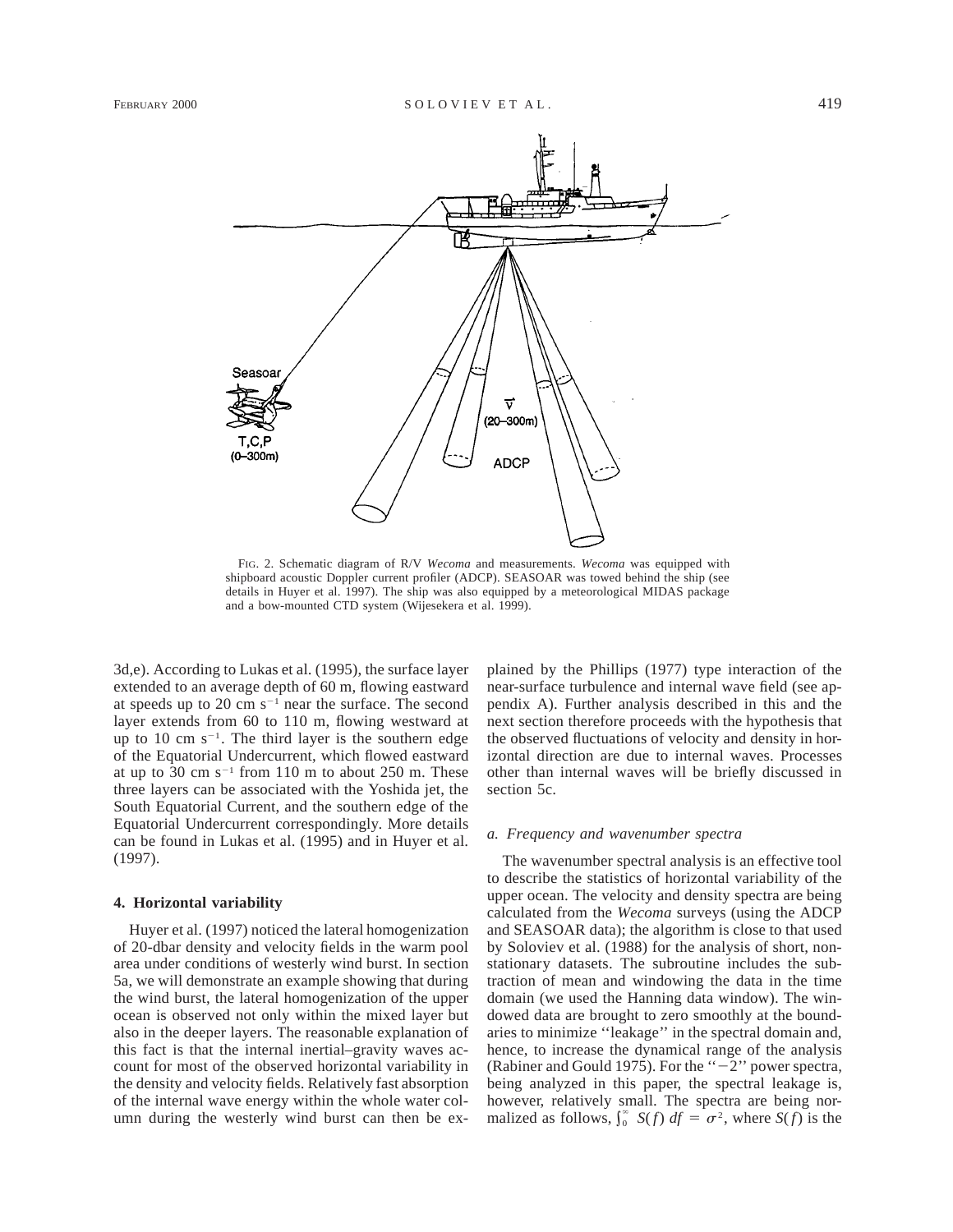FIG. 2. Schematic diagram of R/V *Wecoma* and measurements. *Wecoma* was equipped with shipboard acoustic Doppler current profiler (ADCP). SEASOAR was towed behind the ship (see details in Huyer et al. 1997). The ship was also equipped by a meteorological MIDAS package and a bow-mounted CTD system (Wijesekera et al. 1999).

3d,e). According to Lukas et al. (1995), the surface layer extended to an average depth of 60 m, flowing eastward at speeds up to 20 cm $s^{-1}$ near the surface. The second layer extends from 60 to 110 m, flowing westward at up to 10 cm $s^{-1}$. The third layer is the southern edge of the Equatorial Undercurrent, which flowed eastward at up to 30 cm $s^{-1}$ from 110 m to about 250 m. These three layers can be associated with the Yoshida jet, the South Equatorial Current, and the southern edge of the Equatorial Undercurrent correspondingly. More details can be found in Lukas et al. (1995) and in Huyer et al. (1997).

## 4. Horizontal variability

Huyer et al. (1997) noticed the lateral homogenization of 20-dbar density and velocity fields in the warm pool area under conditions of westerly wind burst. In section 5a, we will demonstrate an example showing that during the wind burst, the lateral homogenization of the upper ocean is observed not only within the mixed layer but also in the deeper layers. The reasonable explanation of this fact is that the internal inertial–gravity waves account for most of the observed horizontal variability in the density and velocity fields. Relatively fast absorption of the internal wave energy within the whole water column during the westerly wind burst can then be explained by the Phillips (1977) type interaction of the near-surface turbulence and internal wave field (see appendix A). Further analysis described in this and the next section therefore proceeds with the hypothesis that the observed fluctuations of velocity and density in horizontal direction are due to internal waves. Processes other than internal waves will be briefly discussed in section 5c.

### *a. Frequency and wavenumber spectra*

The wavenumber spectral analysis is an effective tool to describe the statistics of horizontal variability of the upper ocean. The velocity and density spectra are being calculated from the *Wecoma* surveys (using the ADCP and SEASOAR data); the algorithm is close to that used by Soloviev et al. (1988) for the analysis of short, nonstationary datasets. The subroutine includes the subtraction of mean and windowing the data in the time domain (we used the Hanning data window). The windowed data are brought to zero smoothly at the boundaries to minimize ''leakage'' in the spectral domain and, hence, to increase the dynamical range of the analysis (Rabiner and Gould 1975). For the ''$-2$'' power spectra, being analyzed in this paper, the spectral leakage is, however, relatively small. The spectra are being normalized as follows, $\int_0^\infty S(f)\,df = \sigma^2$, where $S(f)$ is the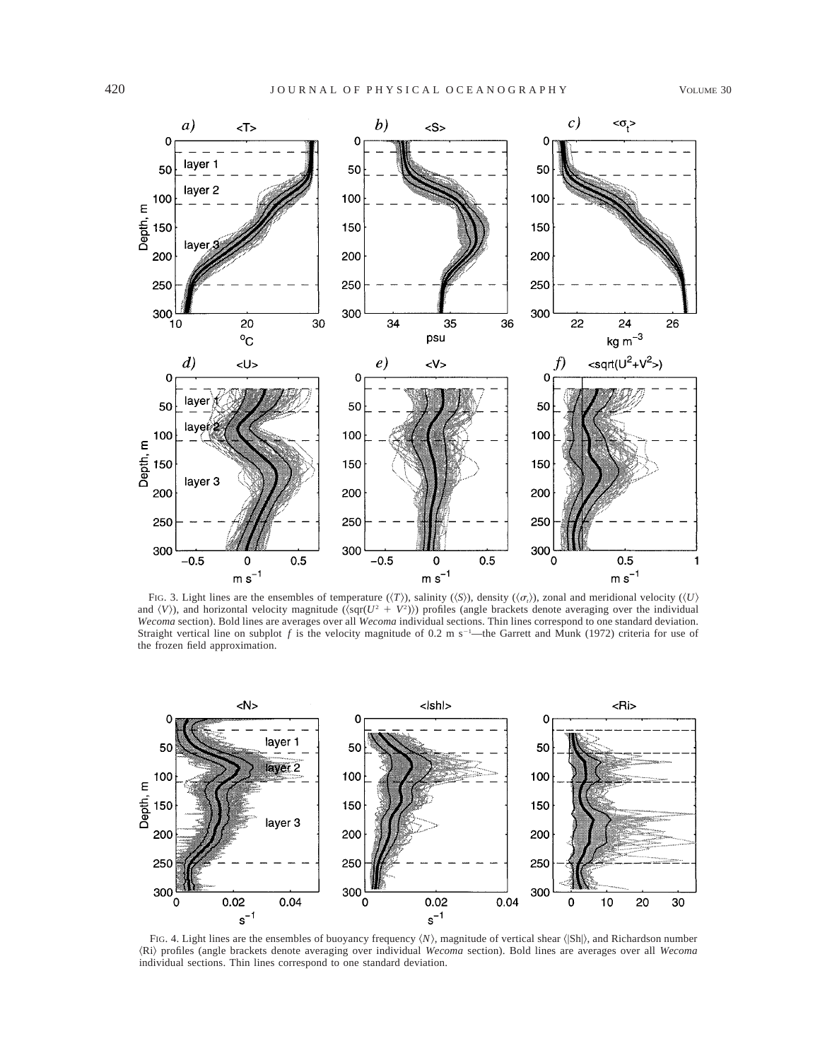FIG. 3. Light lines are the ensembles of temperature ($\langle T \rangle$), salinity ($\langle S \rangle$), density ($\langle \sigma_t \rangle$), zonal and meridional velocity ($\langle U \rangle$ and $\langle V \rangle$), and horizontal velocity magnitude ($\langle \text{sqr}(U^2 + V^2) \rangle$) profiles (angle brackets denote averaging over the individual *Wecoma* section). Bold lines are averages over all *Wecoma* individual sections. Thin lines correspond to one standard deviation. Straight vertical line on subplot *f* is the velocity magnitude of 0.2 m s$^{-1}$—the Garrett and Munk (1972) criteria for use of the frozen field approximation.

FIG. 4. Light lines are the ensembles of buoyancy frequency $\langle N \rangle$, magnitude of vertical shear $\langle |\text{Sh}| \rangle$, and Richardson number $\langle \text{Ri} \rangle$ profiles (angle brackets denote averaging over individual *Wecoma* section). Bold lines are averages over all *Wecoma* individual sections. Thin lines correspond to one standard deviation.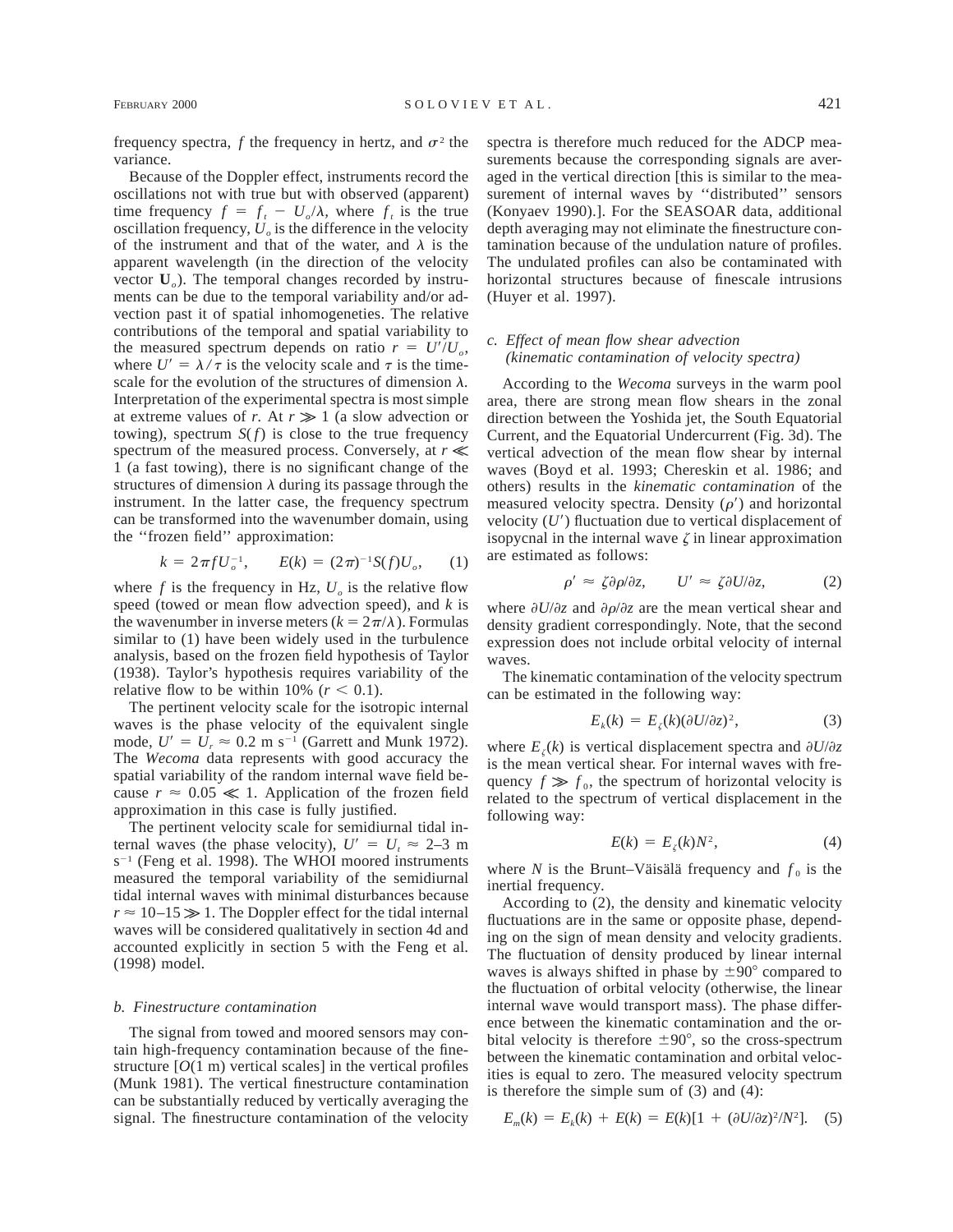frequency spectra, $f$ the frequency in hertz, and $\sigma^2$ the variance.

Because of the Doppler effect, instruments record the oscillations not with true but with observed (apparent) time frequency $f = f_t - U_o/\lambda$, where $f_t$ is the true oscillation frequency, $U_o$ is the difference in the velocity of the instrument and that of the water, and $\lambda$ is the apparent wavelength (in the direction of the velocity vector $\mathbf{U}_o$). The temporal changes recorded by instruments can be due to the temporal variability and/or advection past it of spatial inhomogeneities. The relative contributions of the temporal and spatial variability to the measured spectrum depends on ratio $r = U'/U_o$, where $U' = \lambda/\tau$ is the velocity scale and $\tau$ is the timescale for the evolution of the structures of dimension $\lambda$. Interpretation of the experimental spectra is most simple at extreme values of $r$. At $r \gg 1$ (a slow advection or towing), spectrum $S(f)$ is close to the true frequency spectrum of the measured process. Conversely, at $r \ll 1$ (a fast towing), there is no significant change of the structures of dimension $\lambda$ during its passage through the instrument. In the latter case, the frequency spectrum can be transformed into the wavenumber domain, using the ''frozen field'' approximation:

$$k = 2\pi f U_o^{-1}, \qquad E(k) = (2\pi)^{-1} S(f) U_o, \qquad (1)$$

where $f$ is the frequency in Hz, $U_o$ is the relative flow speed (towed or mean flow advection speed), and $k$ is the wavenumber in inverse meters ($k = 2\pi/\lambda$). Formulas similar to (1) have been widely used in the turbulence analysis, based on the frozen field hypothesis of Taylor (1938). Taylor's hypothesis requires variability of the relative flow to be within 10% ($r < 0.1$).

The pertinent velocity scale for the isotropic internal waves is the phase velocity of the equivalent single mode, $U' = U_r \approx 0.2$ m s$^{-1}$ (Garrett and Munk 1972). The *Wecoma* data represents with good accuracy the spatial variability of the random internal wave field because $r \approx 0.05 \ll 1$. Application of the frozen field approximation in this case is fully justified.

The pertinent velocity scale for semidiurnal tidal internal waves (the phase velocity), $U' = U_t \approx 2$–3 m s$^{-1}$ (Feng et al. 1998). The WHOI moored instruments measured the temporal variability of the semidiurnal tidal internal waves with minimal disturbances because $r \approx 10$–$15 \gg 1$. The Doppler effect for the tidal internal waves will be considered qualitatively in section 4d and accounted explicitly in section 5 with the Feng et al. (1998) model.

### *b. Finestructure contamination*

The signal from towed and moored sensors may contain high-frequency contamination because of the finestructure [$O$(1 m) vertical scales] in the vertical profiles (Munk 1981). The vertical finestructure contamination can be substantially reduced by vertically averaging the signal. The finestructure contamination of the velocity spectra is therefore much reduced for the ADCP measurements because the corresponding signals are averaged in the vertical direction [this is similar to the measurement of internal waves by ''distributed'' sensors (Konyaev 1990).]. For the SEASOAR data, additional depth averaging may not eliminate the finestructure contamination because of the undulation nature of profiles. The undulated profiles can also be contaminated with horizontal structures because of finescale intrusions (Huyer et al. 1997).

### *c. Effect of mean flow shear advection (kinematic contamination of velocity spectra)*

According to the *Wecoma* surveys in the warm pool area, there are strong mean flow shears in the zonal direction between the Yoshida jet, the South Equatorial Current, and the Equatorial Undercurrent (Fig. 3d). The vertical advection of the mean flow shear by internal waves (Boyd et al. 1993; Chereskin et al. 1986; and others) results in the *kinematic contamination* of the measured velocity spectra. Density ($\rho'$) and horizontal velocity ($U'$) fluctuation due to vertical displacement of isopycnal in the internal wave $\zeta$ in linear approximation are estimated as follows:

$$\rho' \approx \zeta \partial\rho/\partial z, \qquad U' \approx \zeta \partial U/\partial z, \qquad (2)$$

where $\partial U/\partial z$ and $\partial\rho/\partial z$ are the mean vertical shear and density gradient correspondingly. Note, that the second expression does not include orbital velocity of internal waves.

The kinematic contamination of the velocity spectrum can be estimated in the following way:

$$E_k(k) = E_\zeta(k)(\partial U/\partial z)^2, \qquad (3)$$

where $E_\zeta(k)$ is vertical displacement spectra and $\partial U/\partial z$ is the mean vertical shear. For internal waves with frequency $f \gg f_0$, the spectrum of horizontal velocity is related to the spectrum of vertical displacement in the following way:

$$E(k) = E_\zeta(k)N^2, \qquad (4)$$

where $N$ is the Brunt–Väisälä frequency and $f_0$ is the inertial frequency.

According to (2), the density and kinematic velocity fluctuations are in the same or opposite phase, depending on the sign of mean density and velocity gradients. The fluctuation of density produced by linear internal waves is always shifted in phase by $\pm 90°$ compared to the fluctuation of orbital velocity (otherwise, the linear internal wave would transport mass). The phase difference between the kinematic contamination and the orbital velocity is therefore $\pm 90°$, so the cross-spectrum between the kinematic contamination and orbital velocities is equal to zero. The measured velocity spectrum is therefore the simple sum of (3) and (4):

$$E_m(k) = E_k(k) + E(k) = E(k)[1 + (\partial U/\partial z)^2/N^2]. \qquad (5)$$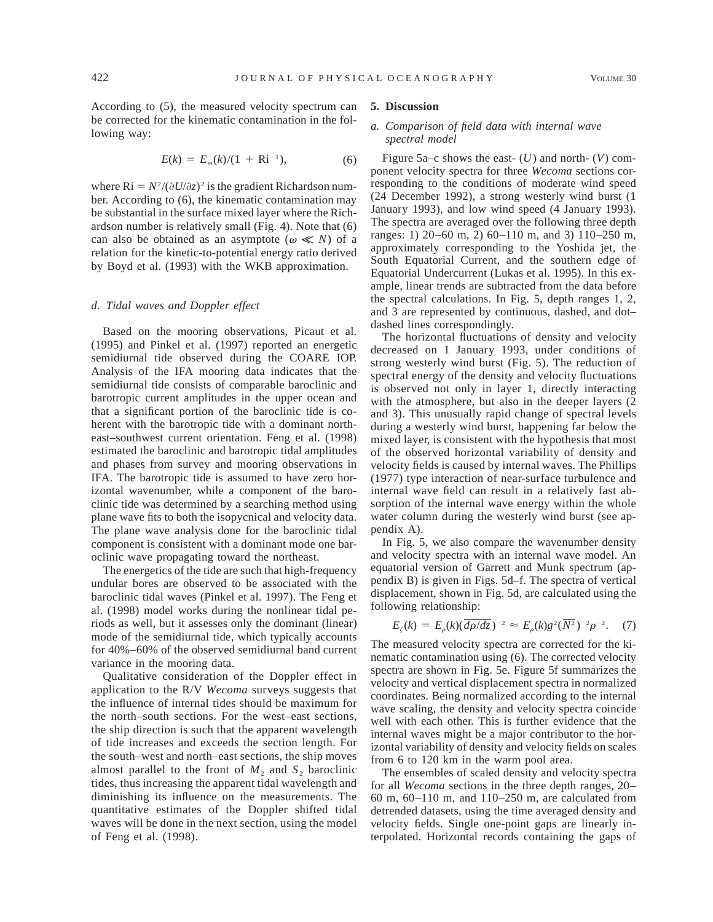According to (5), the measured velocity spectrum can be corrected for the kinematic contamination in the following way:

$$E(k) = E_m(k)/(1 + \mathrm{Ri}^{-1}), \tag{6}$$

where $\mathrm{Ri} = N^2/(\partial U/\partial z)^2$ is the gradient Richardson number. According to (6), the kinematic contamination may be substantial in the surface mixed layer where the Richardson number is relatively small (Fig. 4). Note that (6) can also be obtained as an asymptote ($\omega \ll N$) of a relation for the kinetic-to-potential energy ratio derived by Boyd et al. (1993) with the WKB approximation.

### *d. Tidal waves and Doppler effect*

Based on the mooring observations, Picaut et al. (1995) and Pinkel et al. (1997) reported an energetic semidiurnal tide observed during the COARE IOP. Analysis of the IFA mooring data indicates that the semidiurnal tide consists of comparable baroclinic and barotropic current amplitudes in the upper ocean and that a significant portion of the baroclinic tide is coherent with the barotropic tide with a dominant northeast–southwest current orientation. Feng et al. (1998) estimated the baroclinic and barotropic tidal amplitudes and phases from survey and mooring observations in IFA. The barotropic tide is assumed to have zero horizontal wavenumber, while a component of the baroclinic tide was determined by a searching method using plane wave fits to both the isopycnical and velocity data. The plane wave analysis done for the baroclinic tidal component is consistent with a dominant mode one baroclinic wave propagating toward the northeast.

The energetics of the tide are such that high-frequency undular bores are observed to be associated with the baroclinic tidal waves (Pinkel et al. 1997). The Feng et al. (1998) model works during the nonlinear tidal periods as well, but it assesses only the dominant (linear) mode of the semidiurnal tide, which typically accounts for 40%–60% of the observed semidiurnal band current variance in the mooring data.

Qualitative consideration of the Doppler effect in application to the R/V *Wecoma* surveys suggests that the influence of internal tides should be maximum for the north–south sections. For the west–east sections, the ship direction is such that the apparent wavelength of tide increases and exceeds the section length. For the south–west and north–east sections, the ship moves almost parallel to the front of $M_2$ and $S_2$ baroclinic tides, thus increasing the apparent tidal wavelength and diminishing its influence on the measurements. The quantitative estimates of the Doppler shifted tidal waves will be done in the next section, using the model of Feng et al. (1998).

## 5. Discussion

### *a. Comparison of field data with internal wave spectral model*

Figure 5a–c shows the east- ($U$) and north- ($V$) component velocity spectra for three *Wecoma* sections corresponding to the conditions of moderate wind speed (24 December 1992), a strong westerly wind burst (1 January 1993), and low wind speed (4 January 1993). The spectra are averaged over the following three depth ranges: 1) 20–60 m, 2) 60–110 m, and 3) 110–250 m, approximately corresponding to the Yoshida jet, the South Equatorial Current, and the southern edge of Equatorial Undercurrent (Lukas et al. 1995). In this example, linear trends are subtracted from the data before the spectral calculations. In Fig. 5, depth ranges 1, 2, and 3 are represented by continuous, dashed, and dot–dashed lines correspondingly.

The horizontal fluctuations of density and velocity decreased on 1 January 1993, under conditions of strong westerly wind burst (Fig. 5). The reduction of spectral energy of the density and velocity fluctuations is observed not only in layer 1, directly interacting with the atmosphere, but also in the deeper layers (2 and 3). This unusually rapid change of spectral levels during a westerly wind burst, happening far below the mixed layer, is consistent with the hypothesis that most of the observed horizontal variability of density and velocity fields is caused by internal waves. The Phillips (1977) type interaction of near-surface turbulence and internal wave field can result in a relatively fast absorption of the internal wave energy within the whole water column during the westerly wind burst (see appendix A).

In Fig. 5, we also compare the wavenumber density and velocity spectra with an internal wave model. An equatorial version of Garrett and Munk spectrum (appendix B) is given in Figs. 5d–f. The spectra of vertical displacement, shown in Fig. 5d, are calculated using the following relationship:

$$E_\zeta(k) = E_\rho(k)(\overline{d\rho/dz})^{-2} \approx E_\rho(k)g^2(\overline{N^2})^{-2}\rho^{-2}. \tag{7}$$

The measured velocity spectra are corrected for the kinematic contamination using (6). The corrected velocity spectra are shown in Fig. 5e. Figure 5f summarizes the velocity and vertical displacement spectra in normalized coordinates. Being normalized according to the internal wave scaling, the density and velocity spectra coincide well with each other. This is further evidence that the internal waves might be a major contributor to the horizontal variability of density and velocity fields on scales from 6 to 120 km in the warm pool area.

The ensembles of scaled density and velocity spectra for all *Wecoma* sections in the three depth ranges, 20–60 m, 60–110 m, and 110–250 m, are calculated from detrended datasets, using the time averaged density and velocity fields. Single one-point gaps are linearly interpolated. Horizontal records containing the gaps of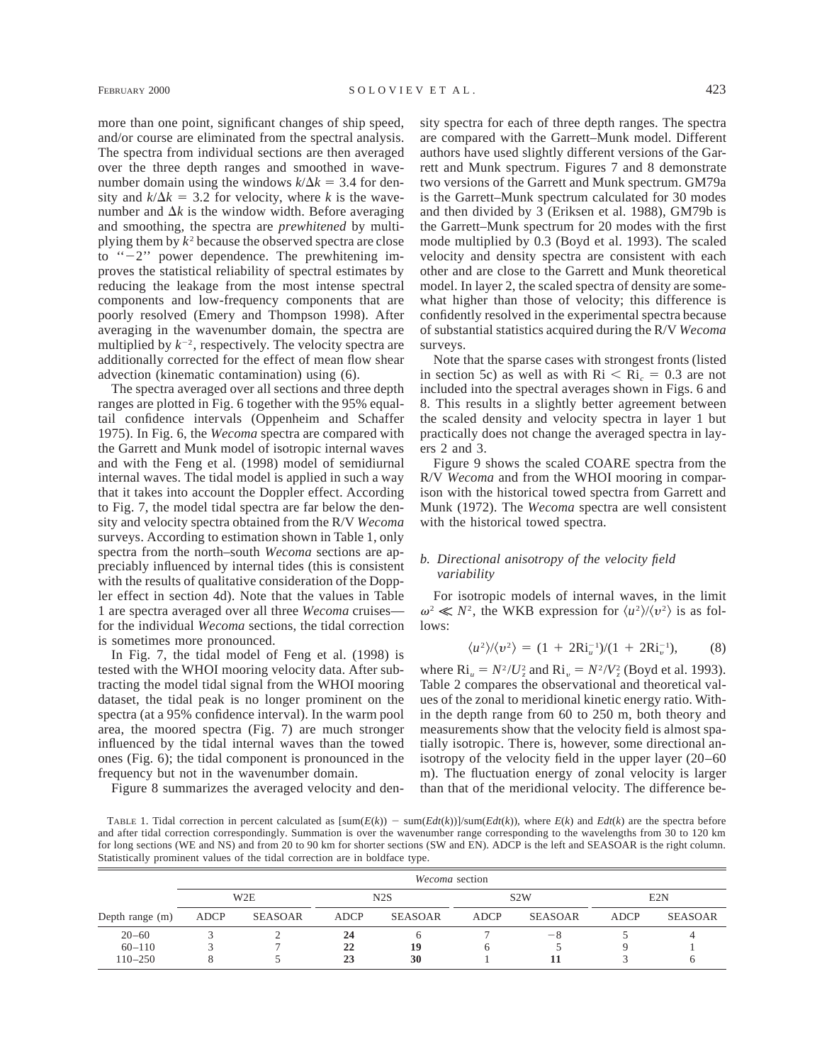more than one point, significant changes of ship speed, and/or course are eliminated from the spectral analysis. The spectra from individual sections are then averaged over the three depth ranges and smoothed in wavenumber domain using the windows $k/\Delta k = 3.4$ for density and $k/\Delta k = 3.2$ for velocity, where $k$ is the wavenumber and $\Delta k$ is the window width. Before averaging and smoothing, the spectra are *prewhitened* by multiplying them by $k^2$ because the observed spectra are close to ''−2'' power dependence. The prewhitening improves the statistical reliability of spectral estimates by reducing the leakage from the most intense spectral components and low-frequency components that are poorly resolved (Emery and Thompson 1998). After averaging in the wavenumber domain, the spectra are multiplied by $k^{-2}$, respectively. The velocity spectra are additionally corrected for the effect of mean flow shear advection (kinematic contamination) using (6).

The spectra averaged over all sections and three depth ranges are plotted in Fig. 6 together with the 95% equal-tail confidence intervals (Oppenheim and Schaffer 1975). In Fig. 6, the *Wecoma* spectra are compared with the Garrett and Munk model of isotropic internal waves and with the Feng et al. (1998) model of semidiurnal internal waves. The tidal model is applied in such a way that it takes into account the Doppler effect. According to Fig. 7, the model tidal spectra are far below the density and velocity spectra obtained from the R/V *Wecoma* surveys. According to estimation shown in Table 1, only spectra from the north–south *Wecoma* sections are appreciably influenced by internal tides (this is consistent with the results of qualitative consideration of the Doppler effect in section 4d). Note that the values in Table 1 are spectra averaged over all three *Wecoma* cruises—for the individual *Wecoma* sections, the tidal correction is sometimes more pronounced.

In Fig. 7, the tidal model of Feng et al. (1998) is tested with the WHOI mooring velocity data. After subtracting the model tidal signal from the WHOI mooring dataset, the tidal peak is no longer prominent on the spectra (at a 95% confidence interval). In the warm pool area, the moored spectra (Fig. 7) are much stronger influenced by the tidal internal waves than the towed ones (Fig. 6); the tidal component is pronounced in the frequency but not in the wavenumber domain.

Figure 8 summarizes the averaged velocity and density spectra for each of three depth ranges. The spectra are compared with the Garrett–Munk model. Different authors have used slightly different versions of the Garrett and Munk spectrum. Figures 7 and 8 demonstrate two versions of the Garrett and Munk spectrum. GM79a is the Garrett–Munk spectrum calculated for 30 modes and then divided by 3 (Eriksen et al. 1988), GM79b is the Garrett–Munk spectrum for 20 modes with the first mode multiplied by 0.3 (Boyd et al. 1993). The scaled velocity and density spectra are consistent with each other and are close to the Garrett and Munk theoretical model. In layer 2, the scaled spectra of density are somewhat higher than those of velocity; this difference is confidently resolved in the experimental spectra because of substantial statistics acquired during the R/V *Wecoma* surveys.

Note that the sparse cases with strongest fronts (listed in section 5c) as well as with $\mathrm{Ri} < \mathrm{Ri}_c = 0.3$ are not included into the spectral averages shown in Figs. 6 and 8. This results in a slightly better agreement between the scaled density and velocity spectra in layer 1 but practically does not change the averaged spectra in layers 2 and 3.

Figure 9 shows the scaled COARE spectra from the R/V *Wecoma* and from the WHOI mooring in comparison with the historical towed spectra from Garrett and Munk (1972). The *Wecoma* spectra are well consistent with the historical towed spectra.

### *b. Directional anisotropy of the velocity field variability*

For isotropic models of internal waves, in the limit $\omega^2 \ll N^2$, the WKB expression for $\langle u^2\rangle/\langle v^2\rangle$ is as follows:

$$\langle u^2\rangle/\langle v^2\rangle = (1 + 2\mathrm{Ri}_u^{-1})/(1 + 2\mathrm{Ri}_v^{-1}), \qquad (8)$$

where $\mathrm{Ri}_u = N^2/U_z^2$ and $\mathrm{Ri}_v = N^2/V_z^2$ (Boyd et al. 1993). Table 2 compares the observational and theoretical values of the zonal to meridional kinetic energy ratio. Within the depth range from 60 to 250 m, both theory and measurements show that the velocity field is almost spatially isotropic. There is, however, some directional anisotropy of the velocity field in the upper layer (20–60 m). The fluctuation energy of zonal velocity is larger than that of the meridional velocity. The difference be-

TABLE 1. Tidal correction in percent calculated as $[\mathrm{sum}(E(k)) - \mathrm{sum}(Edt(k))]/\mathrm{sum}(Edt(k))$, where $E(k)$ and $Edt(k)$ are the spectra before and after tidal correction correspondingly. Summation is over the wavenumber range corresponding to the wavelengths from 30 to 120 km for long sections (WE and NS) and from 20 to 90 km for shorter sections (SW and EN). ADCP is the left and SEASOAR is the right column. Statistically prominent values of the tidal correction are in boldface type.

| | *Wecoma* section | | | | | | | |
|---|---|---|---|---|---|---|---|---|
| | W2E | | N2S | | S2W | | E2N | |
| Depth range (m) | ADCP | SEASOAR | ADCP | SEASOAR | ADCP | SEASOAR | ADCP | SEASOAR |
| 20–60 | 3 | 2 | **24** | 6 | 7 | −8 | 5 | 4 |
| 60–110 | 3 | 7 | **22** | **19** | 6 | 5 | 9 | 1 |
| 110–250 | 8 | 5 | **23** | **30** | 1 | **11** | 3 | 6 |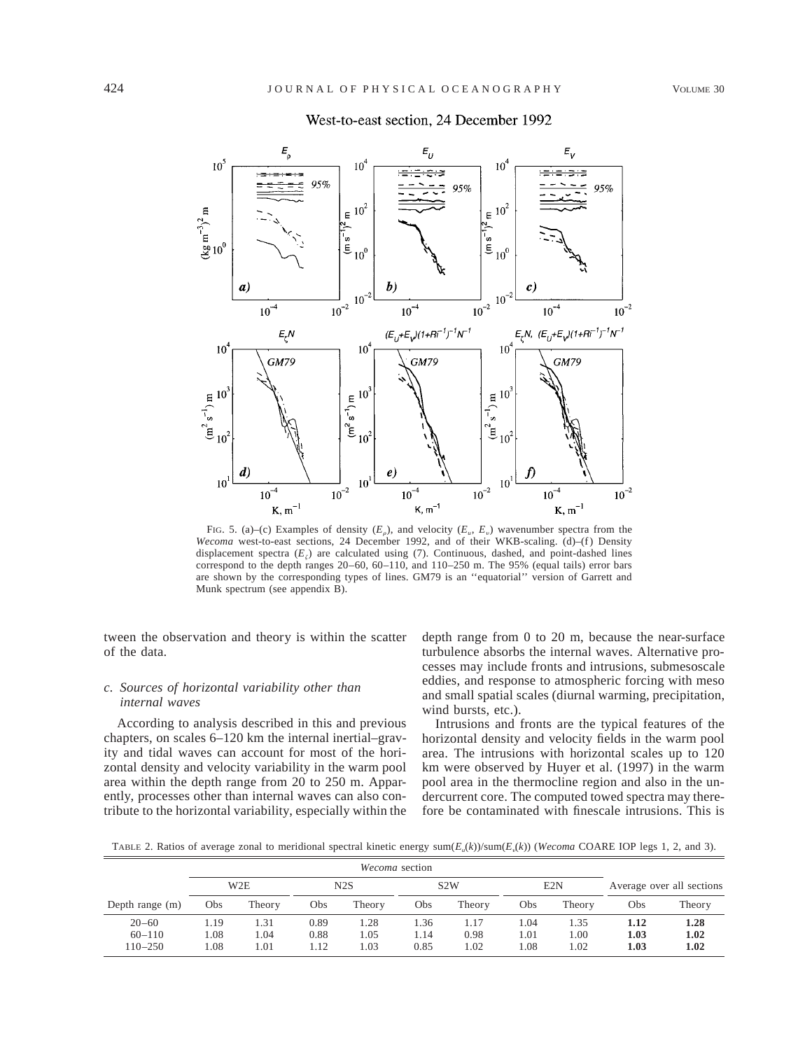West-to-east section, 24 December 1992

FIG. 5. (a)–(c) Examples of density ($E_\rho$), and velocity ($E_u$, $E_v$) wavenumber spectra from the *Wecoma* west-to-east sections, 24 December 1992, and of their WKB-scaling. (d)–(f) Density displacement spectra ($E_\zeta$) are calculated using (7). Continuous, dashed, and point-dashed lines correspond to the depth ranges 20–60, 60–110, and 110–250 m. The 95% (equal tails) error bars are shown by the corresponding types of lines. GM79 is an "equatorial" version of Garrett and Munk spectrum (see appendix B).

tween the observation and theory is within the scatter of the data.

### c. Sources of horizontal variability other than internal waves

According to analysis described in this and previous chapters, on scales 6–120 km the internal inertial–gravity and tidal waves can account for most of the horizontal density and velocity variability in the warm pool area within the depth range from 20 to 250 m. Apparently, processes other than internal waves can also contribute to the horizontal variability, especially within the depth range from 0 to 20 m, because the near-surface turbulence absorbs the internal waves. Alternative processes may include fronts and intrusions, submesoscale eddies, and response to atmospheric forcing with meso and small spatial scales (diurnal warming, precipitation, wind bursts, etc.).

Intrusions and fronts are the typical features of the horizontal density and velocity fields in the warm pool area. The intrusions with horizontal scales up to 120 km were observed by Huyer et al. (1997) in the warm pool area in the thermocline region and also in the undercurrent core. The computed towed spectra may therefore be contaminated with finescale intrusions. This is

TABLE 2. Ratios of average zonal to meridional spectral kinetic energy $\mathrm{sum}(E_u(k))/\mathrm{sum}(E_v(k))$ (*Wecoma* COARE IOP legs 1, 2, and 3).

| | *Wecoma* section | | | | | | | | | |
|---|---|---|---|---|---|---|---|---|---|---|
| | W2E | | N2S | | S2W | | E2N | | Average over all sections | |
| Depth range (m) | Obs | Theory | Obs | Theory | Obs | Theory | Obs | Theory | Obs | Theory |
| 20–60 | 1.19 | 1.31 | 0.89 | 1.28 | 1.36 | 1.17 | 1.04 | 1.35 | **1.12** | **1.28** |
| 60–110 | 1.08 | 1.04 | 0.88 | 1.05 | 1.14 | 0.98 | 1.01 | 1.00 | **1.03** | **1.02** |
| 110–250 | 1.08 | 1.01 | 1.12 | 1.03 | 0.85 | 1.02 | 1.08 | 1.02 | **1.03** | **1.02** |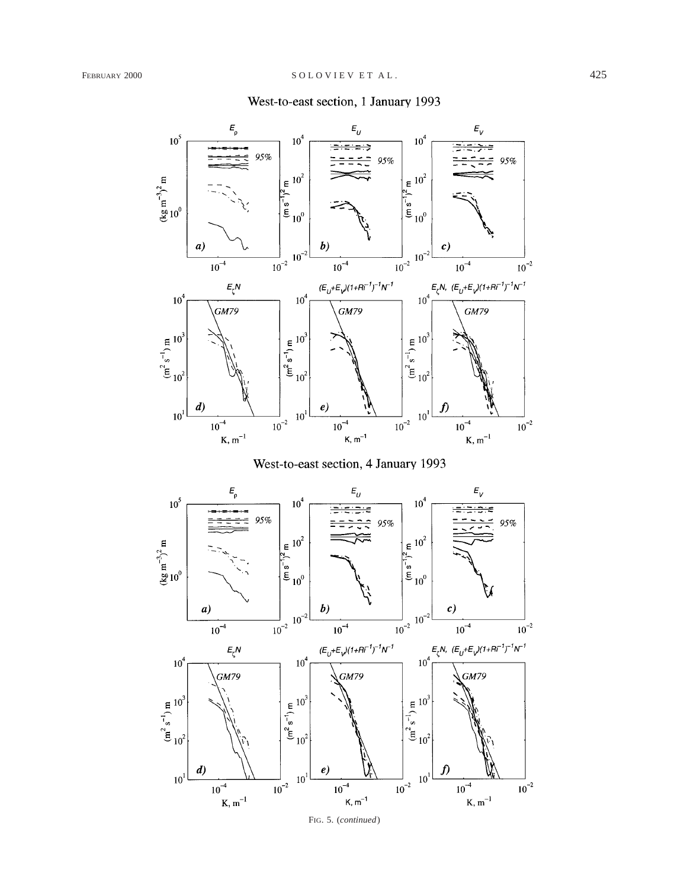West-to-east section, 1 January 1993

West-to-east section, 4 January 1993

FIG. 5. (*continued*)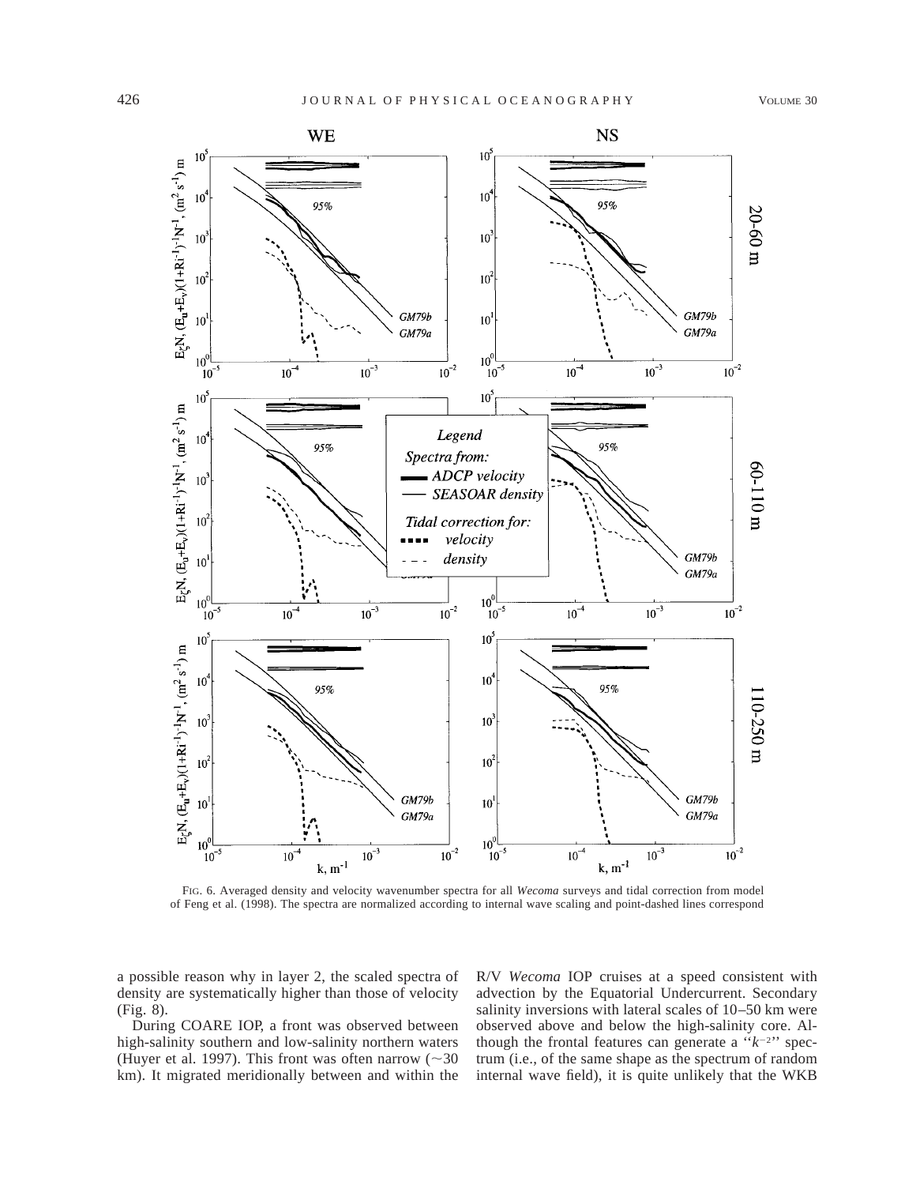FIG. 6. Averaged density and velocity wavenumber spectra for all *Wecoma* surveys and tidal correction from model of Feng et al. (1998). The spectra are normalized according to internal wave scaling and point-dashed lines correspond

a possible reason why in layer 2, the scaled spectra of density are systematically higher than those of velocity (Fig. 8).

During COARE IOP, a front was observed between high-salinity southern and low-salinity northern waters (Huyer et al. 1997). This front was often narrow (~30 km). It migrated meridionally between and within the R/V *Wecoma* IOP cruises at a speed consistent with advection by the Equatorial Undercurrent. Secondary salinity inversions with lateral scales of 10–50 km were observed above and below the high-salinity core. Although the frontal features can generate a "$k^{-2}$" spectrum (i.e., of the same shape as the spectrum of random internal wave field), it is quite unlikely that the WKB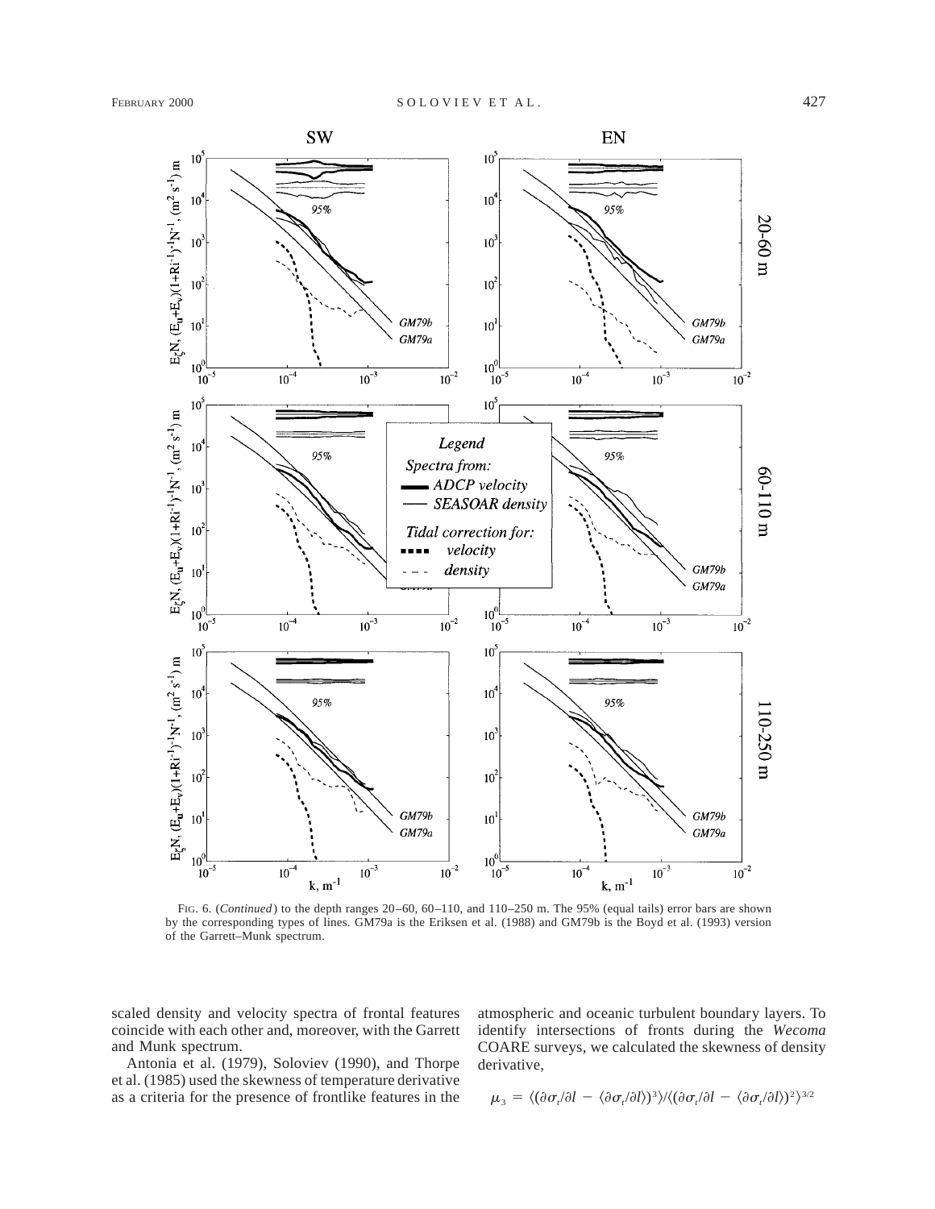FIG. 6. (*Continued*) to the depth ranges 20–60, 60–110, and 110–250 m. The 95% (equal tails) error bars are shown by the corresponding types of lines. GM79a is the Eriksen et al. (1988) and GM79b is the Boyd et al. (1993) version of the Garrett–Munk spectrum.

scaled density and velocity spectra of frontal features coincide with each other and, moreover, with the Garrett and Munk spectrum.

Antonia et al. (1979), Soloviev (1990), and Thorpe et al. (1985) used the skewness of temperature derivative as a criteria for the presence of frontlike features in the atmospheric and oceanic turbulent boundary layers. To identify intersections of fronts during the *Wecoma* COARE surveys, we calculated the skewness of density derivative,

$$\mu_3 = \langle(\partial\sigma_t/\partial l - \langle\partial\sigma_t/\partial l\rangle)^3\rangle/\langle(\partial\sigma_t/\partial l - \langle\partial\sigma_t/\partial l\rangle)^2\rangle^{3/2}$$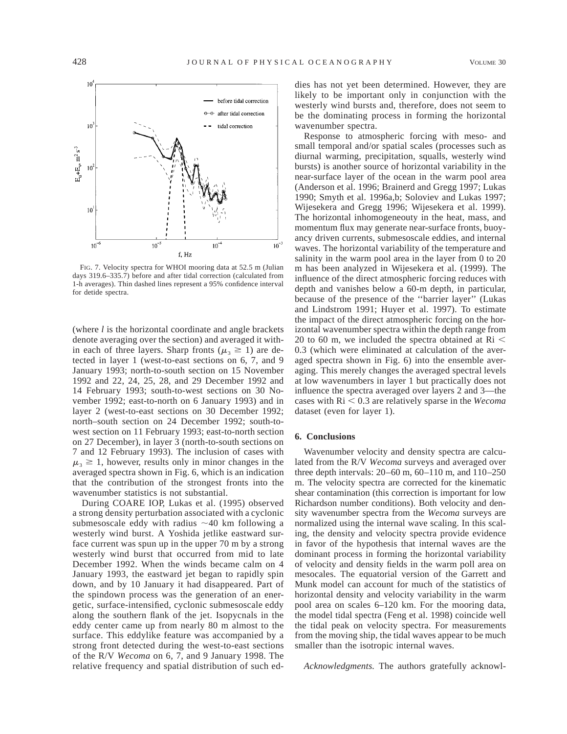FIG. 7. Velocity spectra for WHOI mooring data at 52.5 m (Julian days 319.6–335.7) before and after tidal correction (calculated from 1-h averages). Thin dashed lines represent a 95% confidence interval for detide spectra.

(where $l$ is the horizontal coordinate and angle brackets denote averaging over the section) and averaged it within each of three layers. Sharp fronts ($\mu_3 \geq 1$) are detected in layer 1 (west-to-east sections on 6, 7, and 9 January 1993; north-to-south section on 15 November 1992 and 22, 24, 25, 28, and 29 December 1992 and 14 February 1993; south-to-west sections on 30 November 1992; east-to-north on 6 January 1993) and in layer 2 (west-to-east sections on 30 December 1992; north–south section on 24 December 1992; south-to-west section on 11 February 1993; east-to-north section on 27 December), in layer 3 (north-to-south sections on 7 and 12 February 1993). The inclusion of cases with $\mu_3 \geq 1$, however, results only in minor changes in the averaged spectra shown in Fig. 6, which is an indication that the contribution of the strongest fronts into the wavenumber statistics is not substantial.

During COARE IOP, Lukas et al. (1995) observed a strong density perturbation associated with a cyclonic submesoscale eddy with radius ~40 km following a westerly wind burst. A Yoshida jetlike eastward surface current was spun up in the upper 70 m by a strong westerly wind burst that occurred from mid to late December 1992. When the winds became calm on 4 January 1993, the eastward jet began to rapidly spin down, and by 10 January it had disappeared. Part of the spindown process was the generation of an energetic, surface-intensified, cyclonic submesoscale eddy along the southern flank of the jet. Isopycnals in the eddy center came up from nearly 80 m almost to the surface. This eddylike feature was accompanied by a strong front detected during the west-to-east sections of the R/V *Wecoma* on 6, 7, and 9 January 1998. The relative frequency and spatial distribution of such eddies has not yet been determined. However, they are likely to be important only in conjunction with the westerly wind bursts and, therefore, does not seem to be the dominating process in forming the horizontal wavenumber spectra.

Response to atmospheric forcing with meso- and small temporal and/or spatial scales (processes such as diurnal warming, precipitation, squalls, westerly wind bursts) is another source of horizontal variability in the near-surface layer of the ocean in the warm pool area (Anderson et al. 1996; Brainerd and Gregg 1997; Lukas 1990; Smyth et al. 1996a,b; Soloviev and Lukas 1997; Wijesekera and Gregg 1996; Wijesekera et al. 1999). The horizontal inhomogeneouty in the heat, mass, and momentum flux may generate near-surface fronts, buoyancy driven currents, submesoscale eddies, and internal waves. The horizontal variability of the temperature and salinity in the warm pool area in the layer from 0 to 20 m has been analyzed in Wijesekera et al. (1999). The influence of the direct atmospheric forcing reduces with depth and vanishes below a 60-m depth, in particular, because of the presence of the "barrier layer" (Lukas and Lindstrom 1991; Huyer et al. 1997). To estimate the impact of the direct atmospheric forcing on the horizontal wavenumber spectra within the depth range from 20 to 60 m, we included the spectra obtained at Ri < 0.3 (which were eliminated at calculation of the averaged spectra shown in Fig. 6) into the ensemble averaging. This merely changes the averaged spectral levels at low wavenumbers in layer 1 but practically does not influence the spectra averaged over layers 2 and 3—the cases with Ri < 0.3 are relatively sparse in the *Wecoma* dataset (even for layer 1).

## 6. Conclusions

Wavenumber velocity and density spectra are calculated from the R/V *Wecoma* surveys and averaged over three depth intervals: 20–60 m, 60–110 m, and 110–250 m. The velocity spectra are corrected for the kinematic shear contamination (this correction is important for low Richardson number conditions). Both velocity and density wavenumber spectra from the *Wecoma* surveys are normalized using the internal wave scaling. In this scaling, the density and velocity spectra provide evidence in favor of the hypothesis that internal waves are the dominant process in forming the horizontal variability of velocity and density fields in the warm poll area on mesocales. The equatorial version of the Garrett and Munk model can account for much of the statistics of horizontal density and velocity variability in the warm pool area on scales 6–120 km. For the mooring data, the model tidal spectra (Feng et al. 1998) coincide well the tidal peak on velocity spectra. For measurements from the moving ship, the tidal waves appear to be much smaller than the isotropic internal waves.

*Acknowledgments.* The authors gratefully acknowl-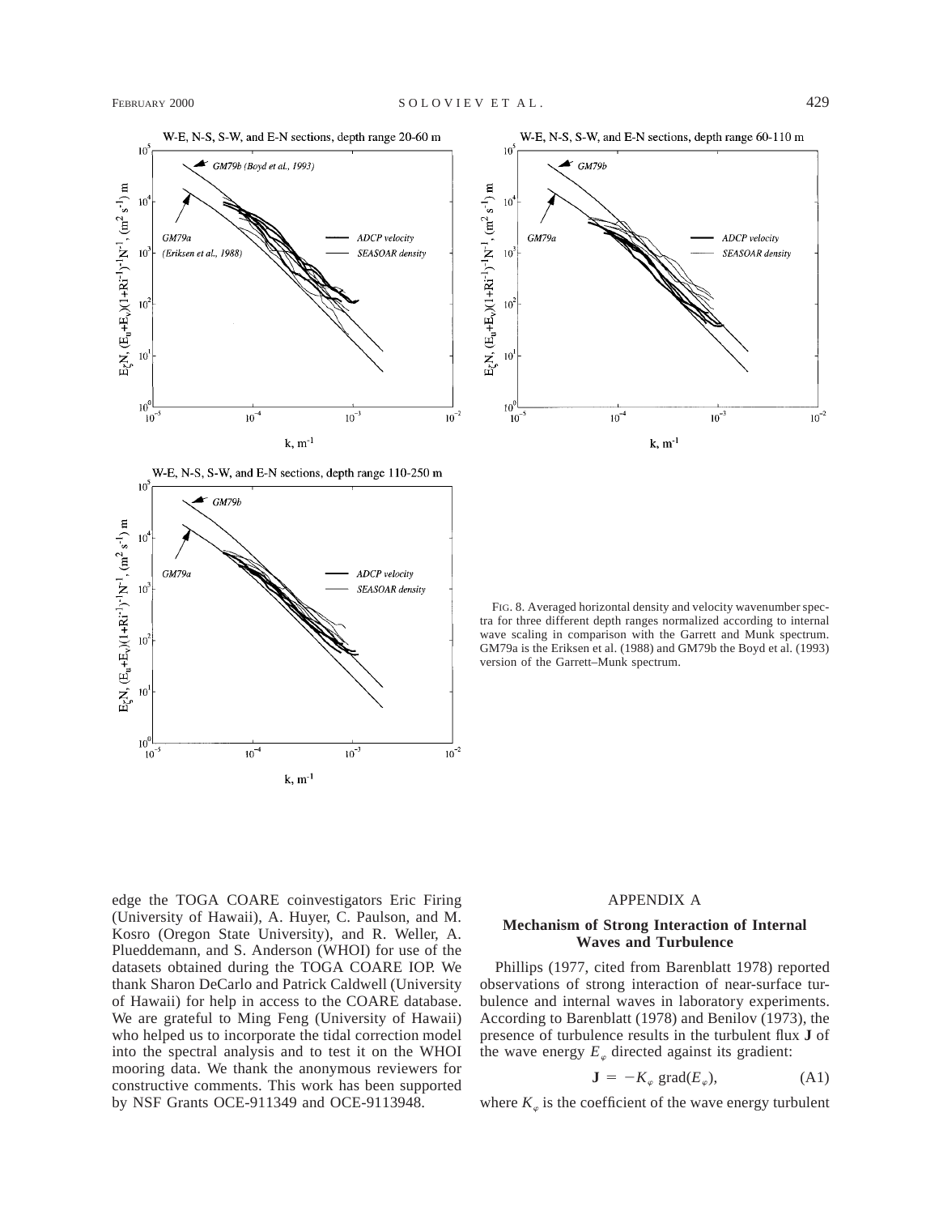FIG. 8. Averaged horizontal density and velocity wavenumber spectra for three different depth ranges normalized according to internal wave scaling in comparison with the Garrett and Munk spectrum. GM79a is the Eriksen et al. (1988) and GM79b the Boyd et al. (1993) version of the Garrett–Munk spectrum.

edge the TOGA COARE coinvestigators Eric Firing (University of Hawaii), A. Huyer, C. Paulson, and M. Kosro (Oregon State University), and R. Weller, A. Plueddemann, and S. Anderson (WHOI) for use of the datasets obtained during the TOGA COARE IOP. We thank Sharon DeCarlo and Patrick Caldwell (University of Hawaii) for help in access to the COARE database. We are grateful to Ming Feng (University of Hawaii) who helped us to incorporate the tidal correction model into the spectral analysis and to test it on the WHOI mooring data. We thank the anonymous reviewers for constructive comments. This work has been supported by NSF Grants OCE-911349 and OCE-9113948.

## APPENDIX A

### Mechanism of Strong Interaction of Internal Waves and Turbulence

Phillips (1977, cited from Barenblatt 1978) reported observations of strong interaction of near-surface turbulence and internal waves in laboratory experiments. According to Barenblatt (1978) and Benilov (1973), the presence of turbulence results in the turbulent flux **J** of the wave energy $E_\varphi$ directed against its gradient:

$$\mathbf{J} = -K_\varphi \ \mathrm{grad}(E_\varphi), \tag{A1}$$

where $K_\varphi$ is the coefficient of the wave energy turbulent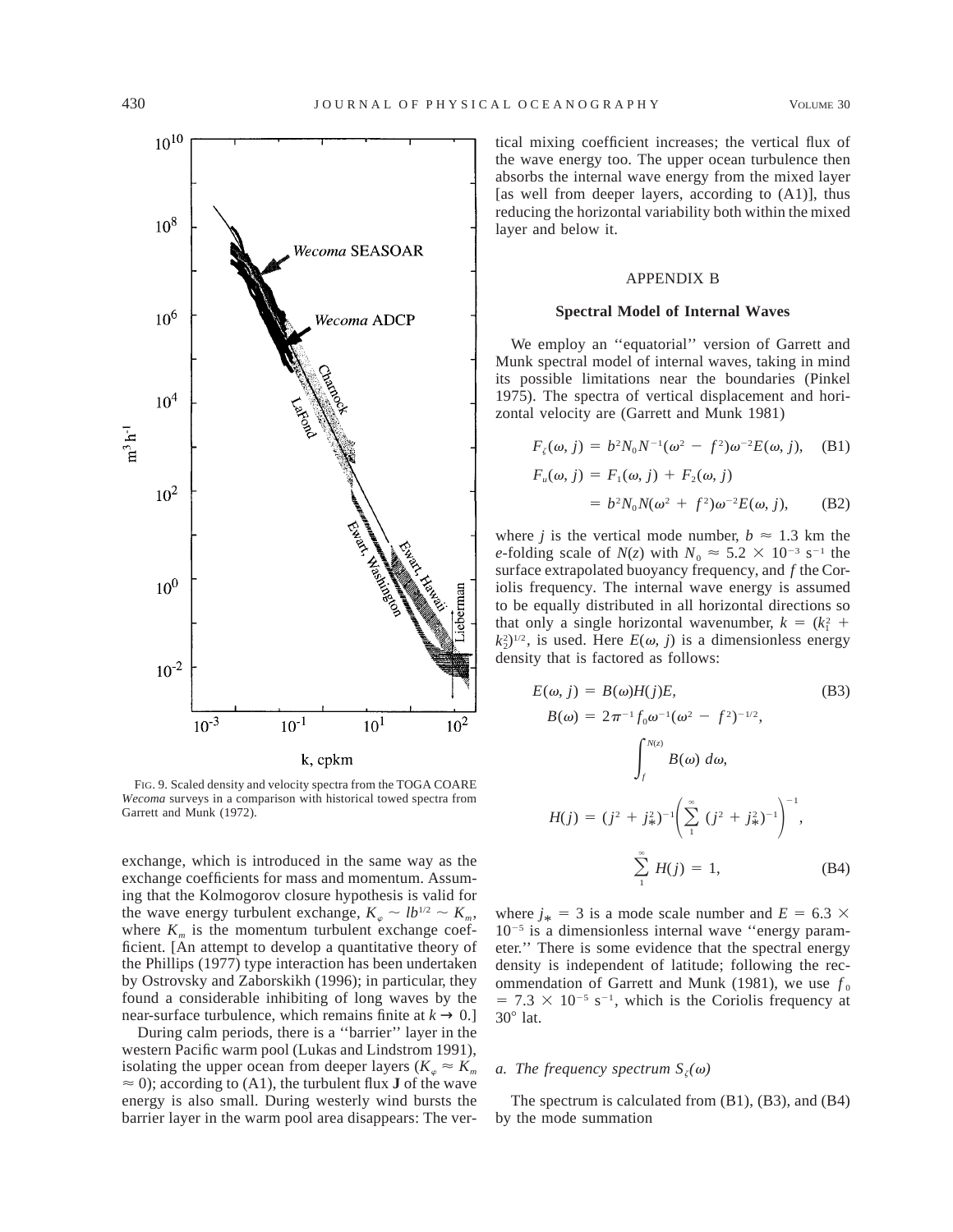FIG. 9. Scaled density and velocity spectra from the TOGA COARE *Wecoma* surveys in a comparison with historical towed spectra from Garrett and Munk (1972).

exchange, which is introduced in the same way as the exchange coefficients for mass and momentum. Assuming that the Kolmogorov closure hypothesis is valid for the wave energy turbulent exchange, $K_\varphi \sim lb^{1/2} \sim K_m$, where $K_m$ is the momentum turbulent exchange coefficient. [An attempt to develop a quantitative theory of the Phillips (1977) type interaction has been undertaken by Ostrovsky and Zaborskikh (1996); in particular, they found a considerable inhibiting of long waves by the near-surface turbulence, which remains finite at $k \to 0$.]

During calm periods, there is a ''barrier'' layer in the western Pacific warm pool (Lukas and Lindstrom 1991), isolating the upper ocean from deeper layers ($K_\varphi \approx K_m \approx 0$); according to (A1), the turbulent flux **J** of the wave energy is also small. During westerly wind bursts the barrier layer in the warm pool area disappears: The vertical mixing coefficient increases; the vertical flux of the wave energy too. The upper ocean turbulence then absorbs the internal wave energy from the mixed layer [as well from deeper layers, according to (A1)], thus reducing the horizontal variability both within the mixed layer and below it.

## APPENDIX B

### Spectral Model of Internal Waves

We employ an ''equatorial'' version of Garrett and Munk spectral model of internal waves, taking in mind its possible limitations near the boundaries (Pinkel 1975). The spectra of vertical displacement and horizontal velocity are (Garrett and Munk 1981)

$$F_\zeta(\omega, j) = b^2 N_0 N^{-1}(\omega^2 - f^2)\omega^{-2} E(\omega, j), \quad \text{(B1)}$$

$$F_u(\omega, j) = F_1(\omega, j) + F_2(\omega, j)$$
$$= b^2 N_0 N(\omega^2 + f^2)\omega^{-2} E(\omega, j), \quad \text{(B2)}$$

where $j$ is the vertical mode number, $b \approx 1.3$ km the $e$-folding scale of $N(z)$ with $N_0 \approx 5.2 \times 10^{-3}$ s$^{-1}$ the surface extrapolated buoyancy frequency, and $f$ the Coriolis frequency. The internal wave energy is assumed to be equally distributed in all horizontal directions so that only a single horizontal wavenumber, $k = (k_1^2 + k_2^2)^{1/2}$, is used. Here $E(\omega, j)$ is a dimensionless energy density that is factored as follows:

$$E(\omega, j) = B(\omega)H(j)E, \quad \text{(B3)}$$

$$B(\omega) = 2\pi^{-1} f_0 \omega^{-1}(\omega^2 - f^2)^{-1/2},$$

$$\int_f^{N(z)} B(\omega)\, d\omega,$$

$$H(j) = (j^2 + j_*^2)^{-1}\left(\sum_1^\infty (j^2 + j_*^2)^{-1}\right)^{-1},$$

$$\sum_1^\infty H(j) = 1, \quad \text{(B4)}$$

where $j_* = 3$ is a mode scale number and $E = 6.3 \times 10^{-5}$ is a dimensionless internal wave ''energy parameter.'' There is some evidence that the spectral energy density is independent of latitude; following the recommendation of Garrett and Munk (1981), we use $f_0 = 7.3 \times 10^{-5}$ s$^{-1}$, which is the Coriolis frequency at 30° lat.

#### *a. The frequency spectrum $S_\zeta(\omega)$*

The spectrum is calculated from (B1), (B3), and (B4) by the mode summation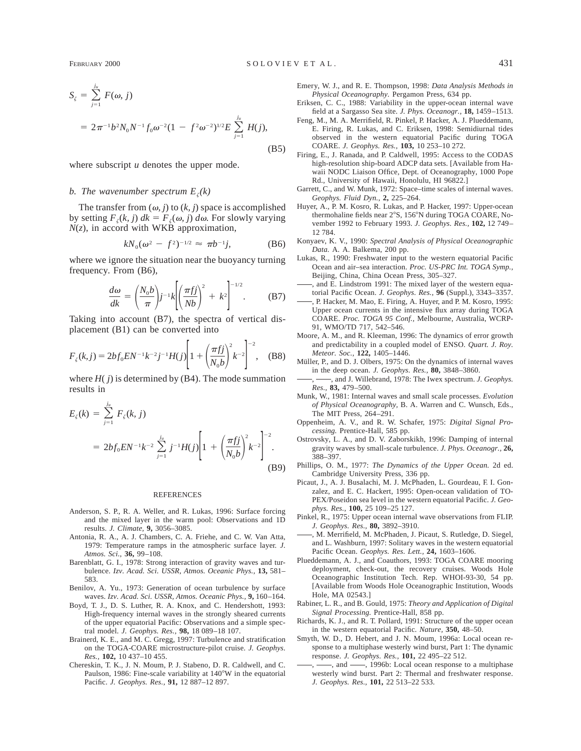$$S_\zeta = \sum_{j=1}^{j_u} F(\omega, j)$$

$$= 2\pi^{-1}b^2N_0N^{-1}f_0\omega^{-2}(1 - f^2\omega^{-2})^{1/2}E\sum_{j=1}^{j_u} H(j), \tag{B5}$$

where subscript $u$ denotes the upper mode.

### b. The wavenumber spectrum $E_\zeta(k)$

The transfer from $(\omega, j)$ to $(k, j)$ space is accomplished by setting $F_\zeta(k, j)\, dk = F_\zeta(\omega, j)\, d\omega$. For slowly varying $N(z)$, in accord with WKB approximation,

$$kN_0(\omega^2 - f^2)^{-1/2} \approx \pi b^{-1}j, \tag{B6}$$

where we ignore the situation near the buoyancy turning frequency. From (B6),

$$\frac{d\omega}{dk} = \left(\frac{N_0 b}{\pi}\right)j^{-1}k\left[\left(\frac{\pi f j}{Nb}\right)^2 + k^2\right]^{-1/2}. \tag{B7}$$

Taking into account (B7), the spectra of vertical displacement (B1) can be converted into

$$F_\zeta(k,j) = 2bf_0EN^{-1}k^{-2}j^{-1}H(j)\left[1 + \left(\frac{\pi f j}{N_0 b}\right)^2 k^{-2}\right]^{-2}, \tag{B8}$$

where $H(j)$ is determined by (B4). The mode summation results in

$$E_\zeta(k) = \sum_{j=1}^{j_u} F_\zeta(k, j)$$

$$= 2bf_0EN^{-1}k^{-2}\sum_{j=1}^{j_u} j^{-1}H(j)\left[1 + \left(\frac{\pi f j}{N_0 b}\right)^2 k^{-2}\right]^{-2}. \tag{B9}$$

## REFERENCES

Anderson, S. P., R. A. Weller, and R. Lukas, 1996: Surface forcing and the mixed layer in the warm pool: Observations and 1D results. *J. Climate,* **9,** 3056–3085.

Antonia, R. A., A. J. Chambers, C. A. Friehe, and C. W. Van Atta, 1979: Temperature ramps in the atmospheric surface layer. *J. Atmos. Sci.,* **36,** 99–108.

Barenblatt, G. I., 1978: Strong interaction of gravity waves and turbulence. *Izv. Acad. Sci. USSR, Atmos. Oceanic Phys.,* **13,** 581–583.

Benilov, A. Yu., 1973: Generation of ocean turbulence by surface waves. *Izv. Acad. Sci. USSR, Atmos. Oceanic Phys.,* **9,** 160–164.

Boyd, T. J., D. S. Luther, R. A. Knox, and C. Hendershott, 1993: High-frequency internal waves in the strongly sheared currents of the upper equatorial Pacific: Observations and a simple spectral model. *J. Geophys. Res.,* **98,** 18 089–18 107.

Brainerd, K. E., and M. C. Gregg, 1997: Turbulence and stratification on the TOGA-COARE microstructure-pilot cruise. *J. Geophys. Res.,* **102,** 10 437–10 455.

Chereskin, T. K., J. N. Moum, P. J. Stabeno, D. R. Caldwell, and C. Paulson, 1986: Fine-scale variability at 140°W in the equatorial Pacific. *J. Geophys. Res.,* **91,** 12 887–12 897.

Emery, W. J., and R. E. Thompson, 1998: *Data Analysis Methods in Physical Oceanography.* Pergamon Press, 634 pp.

Eriksen, C. C., 1988: Variability in the upper-ocean internal wave field at a Sargasso Sea site. *J. Phys. Oceanogr.,* **18,** 1459–1513.

Feng, M., M. A. Merrifield, R. Pinkel, P. Hacker, A. J. Plueddemann, E. Firing, R. Lukas, and C. Eriksen, 1998: Semidiurnal tides observed in the western equatorial Pacific during TOGA COARE. *J. Geophys. Res.,* **103,** 10 253–10 272.

Firing, E., J. Ranada, and P. Caldwell, 1995: Access to the CODAS high-resolution ship-board ADCP data sets. [Available from Hawaii NODC Liaison Office, Dept. of Oceanography, 1000 Pope Rd., University of Hawaii, Honolulu, HI 96822.]

Garrett, C., and W. Munk, 1972: Space–time scales of internal waves. *Geophys. Fluid Dyn.,* **2,** 225–264.

Huyer, A., P. M. Kosro, R. Lukas, and P. Hacker, 1997: Upper-ocean thermohaline fields near 2°S, 156°N during TOGA COARE, November 1992 to February 1993. *J. Geophys. Res.,* **102,** 12 749–12 784.

Konyaev, K. V., 1990: *Spectral Analysis of Physical Oceanographic Data.* A. A. Balkema, 200 pp.

Lukas, R., 1990: Freshwater input to the western equatorial Pacific Ocean and air–sea interaction. *Proc. US-PRC Int. TOGA Symp.,* Beijing, China, China Ocean Press, 305–327.

——, and E. Lindstrom 1991: The mixed layer of the western equatorial Pacific Ocean. *J. Geophys. Res.,* **96** (Suppl.), 3343–3357.

——, P. Hacker, M. Mao, E. Firing, A. Huyer, and P. M. Kosro, 1995: Upper ocean currents in the intensive flux array during TOGA COARE. *Proc. TOGA 95 Conf.,* Melbourne, Australia, WCRP-91, WMO/TD 717, 542–546.

Moore, A. M., and R. Kleeman, 1996: The dynamics of error growth and predictability in a coupled model of ENSO. *Quart. J. Roy. Meteor. Soc.,* **122,** 1405–1446.

Müller, P., and D. J. Olbers, 1975: On the dynamics of internal waves in the deep ocean. *J. Geophys. Res.,* **80,** 3848–3860.

——, ——, and J. Willebrand, 1978: The Iwex spectrum. *J. Geophys. Res.,* **83,** 479–500.

Munk, W., 1981: Internal waves and small scale processes. *Evolution of Physical Oceanography,* B. A. Warren and C. Wunsch, Eds., The MIT Press, 264–291.

Oppenheim, A. V., and R. W. Schafer, 1975: *Digital Signal Processing.* Prentice-Hall, 585 pp.

Ostrovsky, L. A., and D. V. Zaborskikh, 1996: Damping of internal gravity waves by small-scale turbulence. *J. Phys. Oceanogr.,* **26,** 388–397.

Phillips, O. M., 1977: *The Dynamics of the Upper Ocean.* 2d ed. Cambridge University Press, 336 pp.

Picaut, J., A. J. Busalachi, M. J. McPhaden, L. Gourdeau, F. I. Gonzalez, and E. C. Hackert, 1995: Open-ocean validation of TOPEX/Poseidon sea level in the western equatorial Pacific. *J. Geophys. Res.,* **100,** 25 109–25 127.

Pinkel, R., 1975: Upper ocean internal wave observations from FLIP. *J. Geophys. Res.,* **80,** 3892–3910.

——, M. Merrifield, M. McPhaden, J. Picaut, S. Rutledge, D. Siegel, and L. Washburn, 1997: Solitary waves in the western equatorial Pacific Ocean. *Geophys. Res. Lett.,* **24,** 1603–1606.

Plueddemann, A. J., and Coauthors, 1993: TOGA COARE mooring deployment, check-out, the recovery cruises. Woods Hole Oceanographic Institution Tech. Rep. WHOI-93-30, 54 pp. [Available from Woods Hole Oceanographic Institution, Woods Hole, MA 02543.]

Rabiner, L. R., and B. Gould, 1975: *Theory and Application of Digital Signal Processing.* Prentice-Hall, 858 pp.

Richards, K. J., and R. T. Pollard, 1991: Structure of the upper ocean in the western equatorial Pacific. *Nature,* **350,** 48–50.

Smyth, W. D., D. Hebert, and J. N. Moum, 1996a: Local ocean response to a multiphase westerly wind burst, Part 1: The dynamic response. *J. Geophys. Res.,* **101,** 22 495–22 512.

——, ——, and ——, 1996b: Local ocean response to a multiphase westerly wind burst. Part 2: Thermal and freshwater response. *J. Geophys. Res.,* **101,** 22 513–22 533.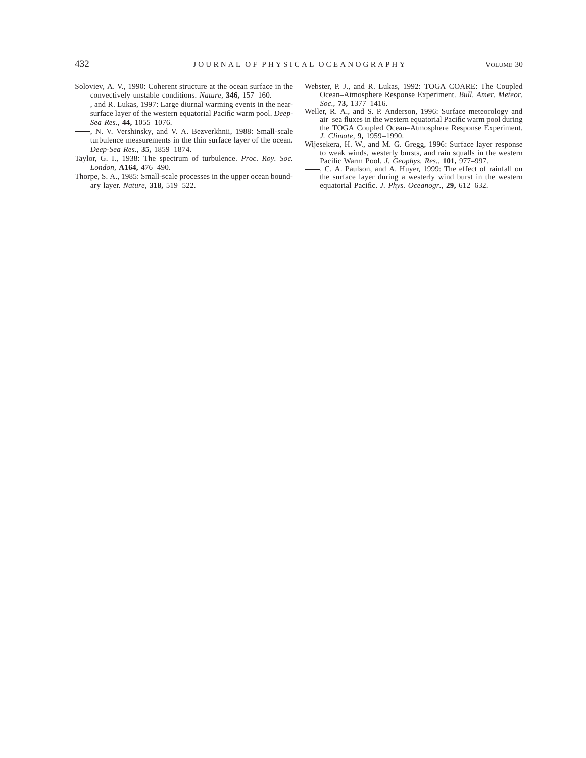Soloviev, A. V., 1990: Coherent structure at the ocean surface in the convectively unstable conditions. *Nature,* **346,** 157–160.

——, and R. Lukas, 1997: Large diurnal warming events in the near-surface layer of the western equatorial Pacific warm pool. *Deep-Sea Res.,* **44,** 1055–1076.

——, N. V. Vershinsky, and V. A. Bezverkhnii, 1988: Small-scale turbulence measurements in the thin surface layer of the ocean. *Deep-Sea Res.,* **35,** 1859–1874.

Taylor, G. I., 1938: The spectrum of turbulence. *Proc. Roy. Soc. London,* **A164,** 476–490.

Thorpe, S. A., 1985: Small-scale processes in the upper ocean boundary layer. *Nature,* **318,** 519–522.

Webster, P. J., and R. Lukas, 1992: TOGA COARE: The Coupled Ocean–Atmosphere Response Experiment. *Bull. Amer. Meteor. Soc.,* **73,** 1377–1416.

Weller, R. A., and S. P. Anderson, 1996: Surface meteorology and air–sea fluxes in the western equatorial Pacific warm pool during the TOGA Coupled Ocean–Atmosphere Response Experiment. *J. Climate,* **9,** 1959–1990.

Wijesekera, H. W., and M. G. Gregg, 1996: Surface layer response to weak winds, westerly bursts, and rain squalls in the western Pacific Warm Pool. *J. Geophys. Res.,* **101,** 977–997.

——, C. A. Paulson, and A. Huyer, 1999: The effect of rainfall on the surface layer during a westerly wind burst in the western equatorial Pacific. *J. Phys. Oceanogr.,* **29,** 612–632.